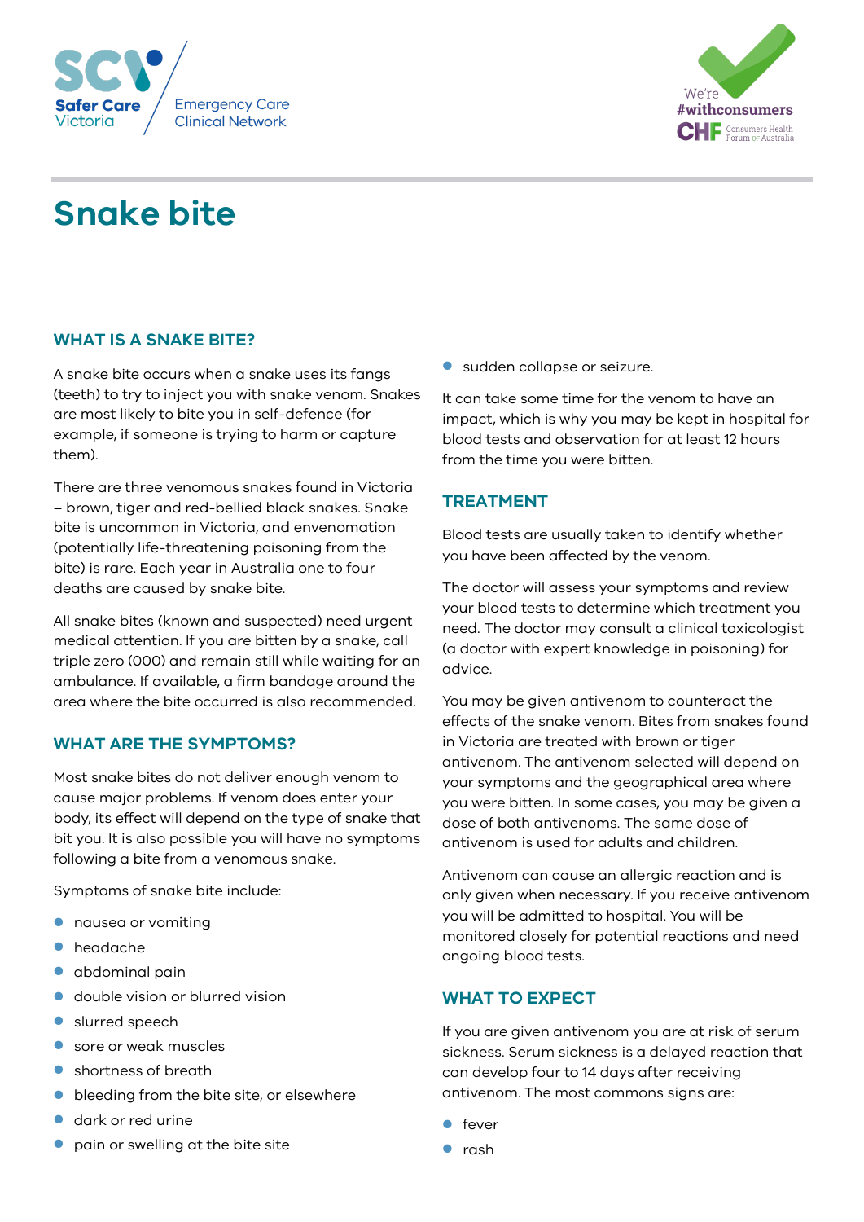# Snake bite

## WHAT IS A SNAKE BITE?

A snake bite occurs when a snake uses its fangs (teeth) to try to inject you with snake venom. Snakes are most likely to bite you in self-defence (for example, if someone is trying to harm or capture them).

There are three venomous snakes found in Victoria – brown, tiger and red-bellied black snakes. Snake bite is uncommon in Victoria, and envenomation (potentially life-threatening poisoning from the bite) is rare. Each year in Australia one to four deaths are caused by snake bite.

All snake bites (known and suspected) need urgent medical attention. If you are bitten by a snake, call triple zero (000) and remain still while waiting for an ambulance. If available, a firm bandage around the area where the bite occurred is also recommended.

## WHAT ARE THE SYMPTOMS?

Most snake bites do not deliver enough venom to cause major problems. If venom does enter your body, its effect will depend on the type of snake that bit you. It is also possible you will have no symptoms following a bite from a venomous snake.

Symptoms of snake bite include:

- nausea or vomiting
- headache
- abdominal pain
- double vision or blurred vision
- slurred speech
- sore or weak muscles
- shortness of breath
- bleeding from the bite site, or elsewhere
- dark or red urine
- pain or swelling at the bite site
- sudden collapse or seizure.

It can take some time for the venom to have an impact, which is why you may be kept in hospital for blood tests and observation for at least 12 hours from the time you were bitten.

## TREATMENT

Blood tests are usually taken to identify whether you have been affected by the venom.

The doctor will assess your symptoms and review your blood tests to determine which treatment you need. The doctor may consult a clinical toxicologist (a doctor with expert knowledge in poisoning) for advice.

You may be given antivenom to counteract the effects of the snake venom. Bites from snakes found in Victoria are treated with brown or tiger antivenom. The antivenom selected will depend on your symptoms and the geographical area where you were bitten. In some cases, you may be given a dose of both antivenoms. The same dose of antivenom is used for adults and children.

Antivenom can cause an allergic reaction and is only given when necessary. If you receive antivenom you will be admitted to hospital. You will be monitored closely for potential reactions and need ongoing blood tests.

## WHAT TO EXPECT

If you are given antivenom you are at risk of serum sickness. Serum sickness is a delayed reaction that can develop four to 14 days after receiving antivenom. The most commons signs are:

- fever
- rash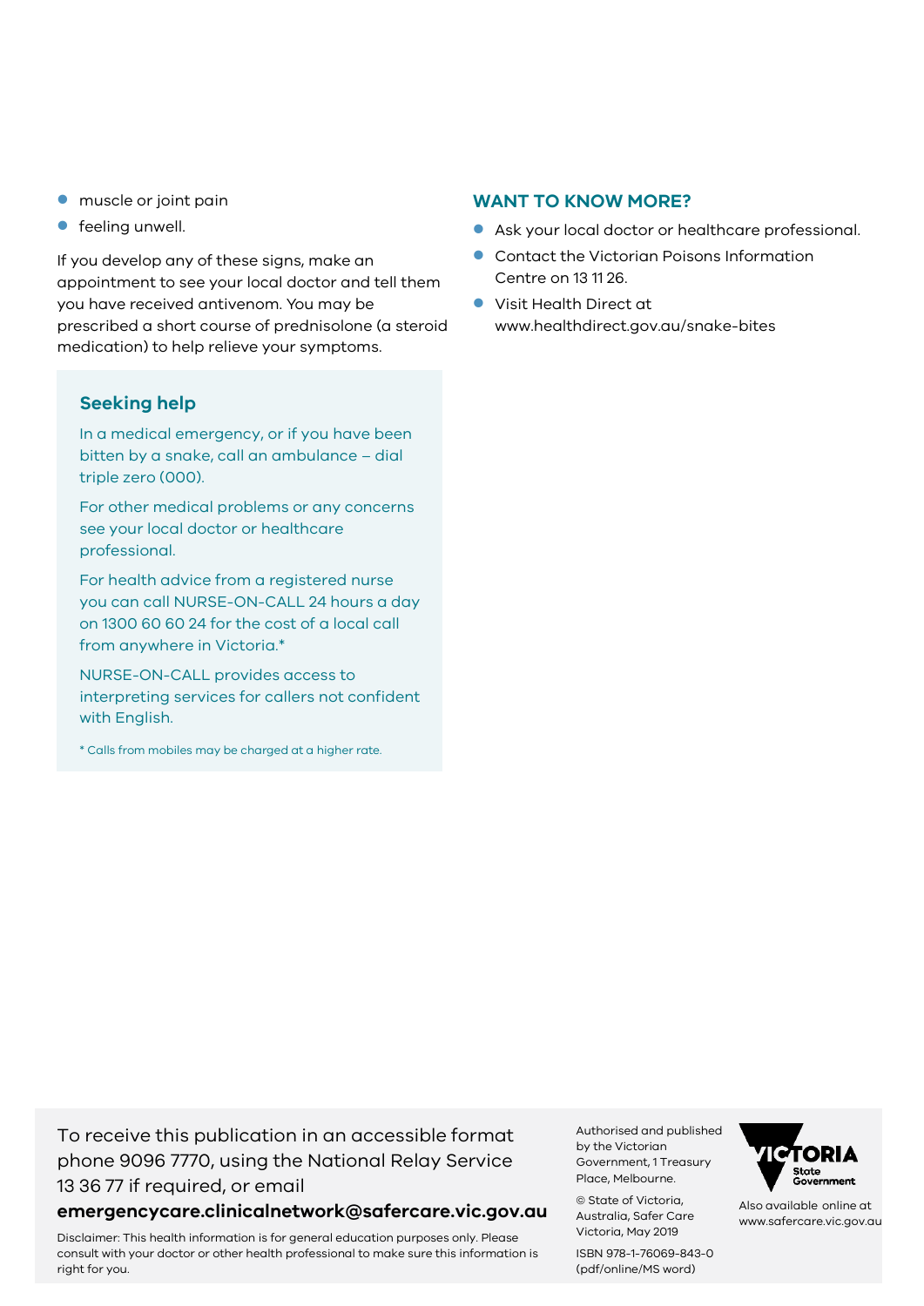- muscle or joint pain
- feeling unwell.

If you develop any of these signs, make an appointment to see your local doctor and tell them you have received antivenom. You may be prescribed a short course of prednisolone (a steroid medication) to help relieve your symptoms.

### Seeking help

In a medical emergency, or if you have been bitten by a snake, call an ambulance – dial triple zero (000).

For other medical problems or any concerns see your local doctor or healthcare professional.

For health advice from a registered nurse you can call NURSE-ON-CALL 24 hours a day on 1300 60 60 24 for the cost of a local call from anywhere in Victoria.*

NURSE-ON-CALL provides access to interpreting services for callers not confident with English.

* Calls from mobiles may be charged at a higher rate.

## WANT TO KNOW MORE?

- Ask your local doctor or healthcare professional.
- Contact the Victorian Poisons Information Centre on 13 11 26.
- Visit Health Direct at www.healthdirect.gov.au/snake-bites

To receive this publication in an accessible format phone 9096 7770, using the National Relay Service 13 36 77 if required, or email **emergencycare.clinicalnetwork@safercare.vic.gov.au**

Disclaimer: This health information is for general education purposes only. Please consult with your doctor or other health professional to make sure this information is right for you.

Authorised and published by the Victorian Government, 1 Treasury Place, Melbourne.

© State of Victoria, Australia, Safer Care Victoria, May 2019

ISBN 978-1-76069-843-0 (pdf/online/MS word)

VICTORIA State Government

Also available online at www.safercare.vic.gov.au